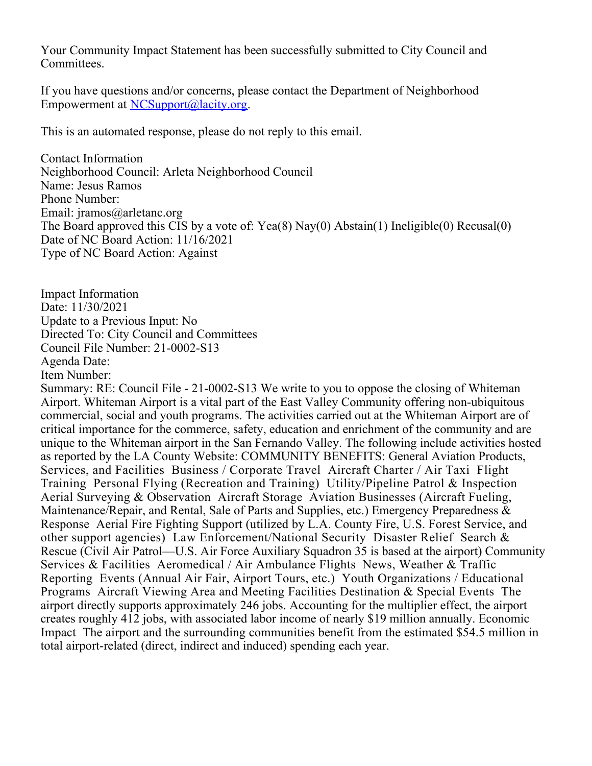Your Community Impact Statement has been successfully submitted to City Council and Committees.

If you have questions and/or concerns, please contact the Department of Neighborhood Empowerment at NCSupport@lacity.org.

This is an automated response, please do not reply to this email.

Contact Information
Neighborhood Council: Arleta Neighborhood Council
Name: Jesus Ramos
Phone Number:
Email: jramos@arletanc.org
The Board approved this CIS by a vote of: Yea(8) Nay(0) Abstain(1) Ineligible(0) Recusal(0)
Date of NC Board Action: 11/16/2021
Type of NC Board Action: Against

Impact Information
Date: 11/30/2021
Update to a Previous Input: No
Directed To: City Council and Committees
Council File Number: 21-0002-S13
Agenda Date:
Item Number:
Summary: RE: Council File - 21-0002-S13 We write to you to oppose the closing of Whiteman Airport. Whiteman Airport is a vital part of the East Valley Community offering non-ubiquitous commercial, social and youth programs. The activities carried out at the Whiteman Airport are of critical importance for the commerce, safety, education and enrichment of the community and are unique to the Whiteman airport in the San Fernando Valley. The following include activities hosted as reported by the LA County Website: COMMUNITY BENEFITS: General Aviation Products, Services, and Facilities  Business / Corporate Travel  Aircraft Charter / Air Taxi  Flight Training  Personal Flying (Recreation and Training)  Utility/Pipeline Patrol & Inspection  Aerial Surveying & Observation  Aircraft Storage  Aviation Businesses (Aircraft Fueling, Maintenance/Repair, and Rental, Sale of Parts and Supplies, etc.) Emergency Preparedness & Response  Aerial Fire Fighting Support (utilized by L.A. County Fire, U.S. Forest Service, and other support agencies)  Law Enforcement/National Security  Disaster Relief  Search & Rescue (Civil Air Patrol—U.S. Air Force Auxiliary Squadron 35 is based at the airport) Community Services & Facilities  Aeromedical / Air Ambulance Flights  News, Weather & Traffic Reporting  Events (Annual Air Fair, Airport Tours, etc.)  Youth Organizations / Educational Programs  Aircraft Viewing Area and Meeting Facilities Destination & Special Events  The airport directly supports approximately 246 jobs. Accounting for the multiplier effect, the airport creates roughly 412 jobs, with associated labor income of nearly $19 million annually. Economic Impact  The airport and the surrounding communities benefit from the estimated $54.5 million in total airport-related (direct, indirect and induced) spending each year.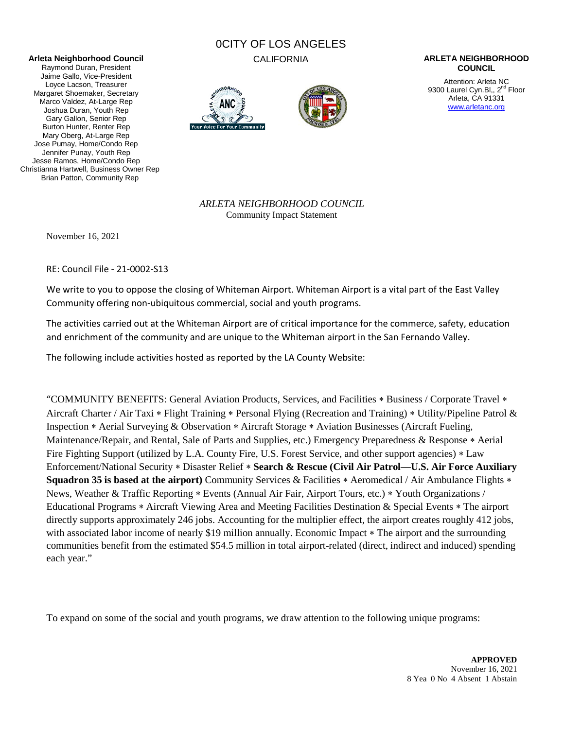**Arleta Neighborhood Council**
Raymond Duran, President
Jaime Gallo, Vice-President
Loyce Lacson, Treasurer
Margaret Shoemaker, Secretary
Marco Valdez, At-Large Rep
Joshua Duran, Youth Rep
Gary Gallon, Senior Rep
Burton Hunter, Renter Rep
Mary Oberg, At-Large Rep
Jose Pumay, Home/Condo Rep
Jennifer Punay, Youth Rep
Jesse Ramos, Home/Condo Rep
Christianna Hartwell, Business Owner Rep
Brian Patton, Community Rep

0CITY OF LOS ANGELES
CALIFORNIA

**ARLETA NEIGHBORHOOD COUNCIL**

Attention: Arleta NC
9300 Laurel Cyn.Bl,, 2nd Floor
Arleta, CA 91331
www.arletanc.org

*ARLETA NEIGHBORHOOD COUNCIL*
Community Impact Statement

November 16, 2021

RE: Council File - 21-0002-S13

We write to you to oppose the closing of Whiteman Airport. Whiteman Airport is a vital part of the East Valley Community offering non-ubiquitous commercial, social and youth programs.

The activities carried out at the Whiteman Airport are of critical importance for the commerce, safety, education and enrichment of the community and are unique to the Whiteman airport in the San Fernando Valley.

The following include activities hosted as reported by the LA County Website:

"COMMUNITY BENEFITS: General Aviation Products, Services, and Facilities ∗ Business / Corporate Travel ∗ Aircraft Charter / Air Taxi ∗ Flight Training ∗ Personal Flying (Recreation and Training) ∗ Utility/Pipeline Patrol & Inspection ∗ Aerial Surveying & Observation ∗ Aircraft Storage ∗ Aviation Businesses (Aircraft Fueling, Maintenance/Repair, and Rental, Sale of Parts and Supplies, etc.) Emergency Preparedness & Response ∗ Aerial Fire Fighting Support (utilized by L.A. County Fire, U.S. Forest Service, and other support agencies) ∗ Law Enforcement/National Security ∗ Disaster Relief ∗ **Search & Rescue (Civil Air Patrol—U.S. Air Force Auxiliary Squadron 35 is based at the airport)** Community Services & Facilities ∗ Aeromedical / Air Ambulance Flights ∗ News, Weather & Traffic Reporting ∗ Events (Annual Air Fair, Airport Tours, etc.) ∗ Youth Organizations / Educational Programs ∗ Aircraft Viewing Area and Meeting Facilities Destination & Special Events ∗ The airport directly supports approximately 246 jobs. Accounting for the multiplier effect, the airport creates roughly 412 jobs, with associated labor income of nearly $19 million annually. Economic Impact ∗ The airport and the surrounding communities benefit from the estimated $54.5 million in total airport-related (direct, indirect and induced) spending each year."

To expand on some of the social and youth programs, we draw attention to the following unique programs:

**APPROVED**
November 16, 2021
8 Yea 0 No 4 Absent 1 Abstain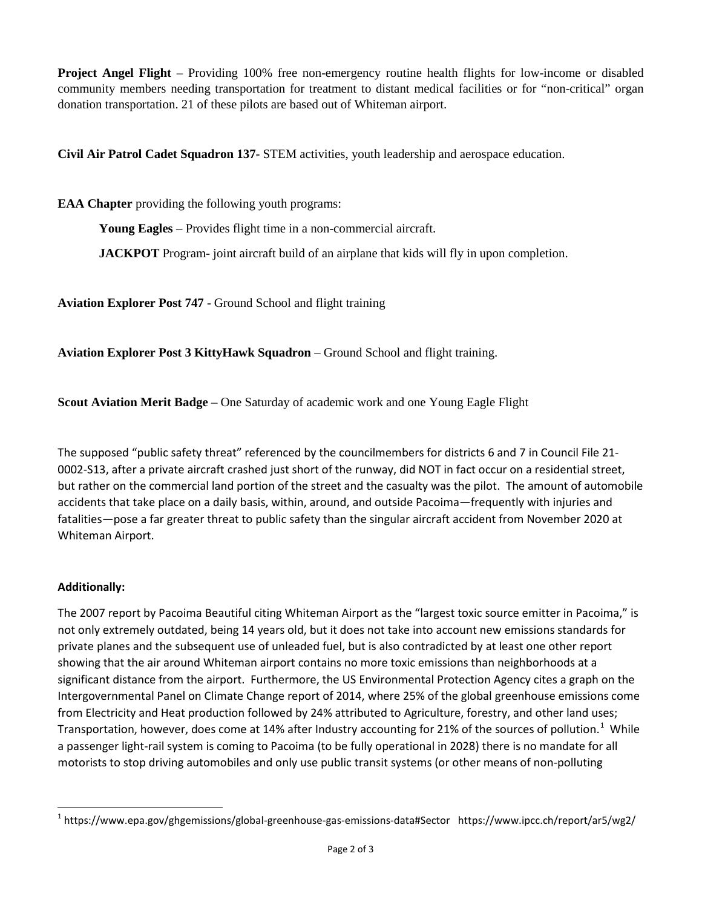**Project Angel Flight** – Providing 100% free non-emergency routine health flights for low-income or disabled community members needing transportation for treatment to distant medical facilities or for "non-critical" organ donation transportation. 21 of these pilots are based out of Whiteman airport.

**Civil Air Patrol Cadet Squadron 137**- STEM activities, youth leadership and aerospace education.

**EAA Chapter** providing the following youth programs:

**Young Eagles** – Provides flight time in a non-commercial aircraft.

**JACKPOT** Program- joint aircraft build of an airplane that kids will fly in upon completion.

**Aviation Explorer Post 747** - Ground School and flight training

**Aviation Explorer Post 3 KittyHawk Squadron** – Ground School and flight training.

**Scout Aviation Merit Badge** – One Saturday of academic work and one Young Eagle Flight

The supposed "public safety threat" referenced by the councilmembers for districts 6 and 7 in Council File 21-0002-S13, after a private aircraft crashed just short of the runway, did NOT in fact occur on a residential street, but rather on the commercial land portion of the street and the casualty was the pilot. The amount of automobile accidents that take place on a daily basis, within, around, and outside Pacoima—frequently with injuries and fatalities—pose a far greater threat to public safety than the singular aircraft accident from November 2020 at Whiteman Airport.

**Additionally:**

The 2007 report by Pacoima Beautiful citing Whiteman Airport as the "largest toxic source emitter in Pacoima," is not only extremely outdated, being 14 years old, but it does not take into account new emissions standards for private planes and the subsequent use of unleaded fuel, but is also contradicted by at least one other report showing that the air around Whiteman airport contains no more toxic emissions than neighborhoods at a significant distance from the airport. Furthermore, the US Environmental Protection Agency cites a graph on the Intergovernmental Panel on Climate Change report of 2014, where 25% of the global greenhouse emissions come from Electricity and Heat production followed by 24% attributed to Agriculture, forestry, and other land uses; Transportation, however, does come at 14% after Industry accounting for 21% of the sources of pollution.[1] While a passenger light-rail system is coming to Pacoima (to be fully operational in 2028) there is no mandate for all motorists to stop driving automobiles and only use public transit systems (or other means of non-polluting

[1] https://www.epa.gov/ghgemissions/global-greenhouse-gas-emissions-data#Sector https://www.ipcc.ch/report/ar5/wg2/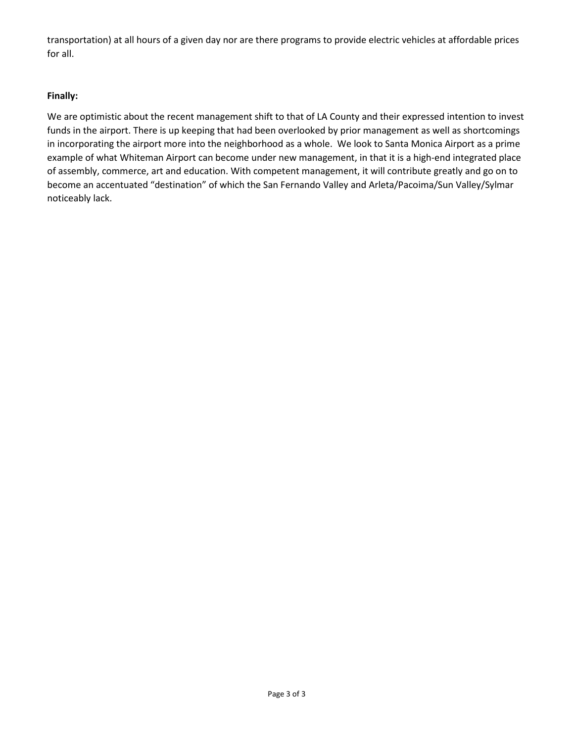transportation) at all hours of a given day nor are there programs to provide electric vehicles at affordable prices for all.

**Finally:**

We are optimistic about the recent management shift to that of LA County and their expressed intention to invest funds in the airport. There is up keeping that had been overlooked by prior management as well as shortcomings in incorporating the airport more into the neighborhood as a whole. We look to Santa Monica Airport as a prime example of what Whiteman Airport can become under new management, in that it is a high-end integrated place of assembly, commerce, art and education. With competent management, it will contribute greatly and go on to become an accentuated "destination" of which the San Fernando Valley and Arleta/Pacoima/Sun Valley/Sylmar noticeably lack.